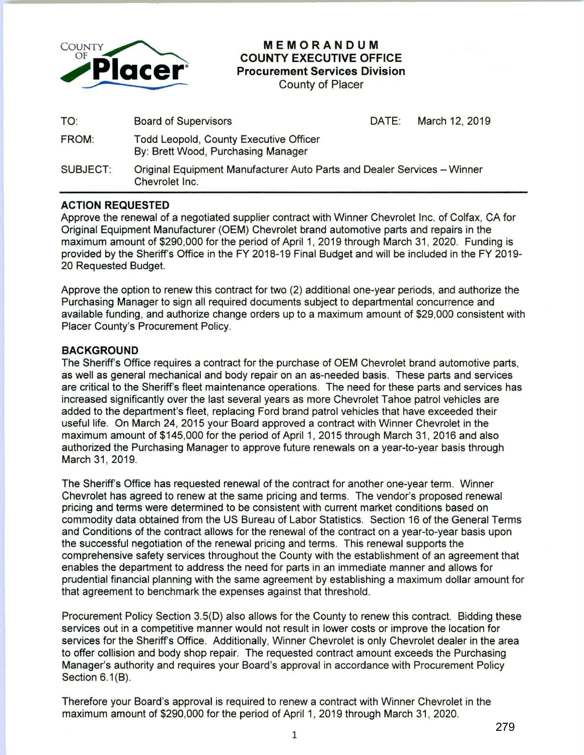COUNTY OF **Placer**

# MEMORANDUM
## COUNTY EXECUTIVE OFFICE
### Procurement Services Division
County of Placer

| | | | |
|---|---|---|---|
| TO: | Board of Supervisors | DATE: | March 12, 2019 |
| FROM: | Todd Leopold, County Executive Officer<br>By: Brett Wood, Purchasing Manager | | |
| SUBJECT: | Original Equipment Manufacturer Auto Parts and Dealer Services – Winner Chevrolet Inc. | | |

**ACTION REQUESTED**

Approve the renewal of a negotiated supplier contract with Winner Chevrolet Inc. of Colfax, CA for Original Equipment Manufacturer (OEM) Chevrolet brand automotive parts and repairs in the maximum amount of $290,000 for the period of April 1, 2019 through March 31, 2020. Funding is provided by the Sheriff's Office in the FY 2018-19 Final Budget and will be included in the FY 2019-20 Requested Budget.

Approve the option to renew this contract for two (2) additional one-year periods, and authorize the Purchasing Manager to sign all required documents subject to departmental concurrence and available funding, and authorize change orders up to a maximum amount of $29,000 consistent with Placer County's Procurement Policy.

**BACKGROUND**

The Sheriff's Office requires a contract for the purchase of OEM Chevrolet brand automotive parts, as well as general mechanical and body repair on an as-needed basis. These parts and services are critical to the Sheriff's fleet maintenance operations. The need for these parts and services has increased significantly over the last several years as more Chevrolet Tahoe patrol vehicles are added to the department's fleet, replacing Ford brand patrol vehicles that have exceeded their useful life. On March 24, 2015 your Board approved a contract with Winner Chevrolet in the maximum amount of $145,000 for the period of April 1, 2015 through March 31, 2016 and also authorized the Purchasing Manager to approve future renewals on a year-to-year basis through March 31, 2019.

The Sheriff's Office has requested renewal of the contract for another one-year term. Winner Chevrolet has agreed to renew at the same pricing and terms. The vendor's proposed renewal pricing and terms were determined to be consistent with current market conditions based on commodity data obtained from the US Bureau of Labor Statistics. Section 16 of the General Terms and Conditions of the contract allows for the renewal of the contract on a year-to-year basis upon the successful negotiation of the renewal pricing and terms. This renewal supports the comprehensive safety services throughout the County with the establishment of an agreement that enables the department to address the need for parts in an immediate manner and allows for prudential financial planning with the same agreement by establishing a maximum dollar amount for that agreement to benchmark the expenses against that threshold.

Procurement Policy Section 3.5(D) also allows for the County to renew this contract. Bidding these services out in a competitive manner would not result in lower costs or improve the location for services for the Sheriff's Office. Additionally, Winner Chevrolet is only Chevrolet dealer in the area to offer collision and body shop repair. The requested contract amount exceeds the Purchasing Manager's authority and requires your Board's approval in accordance with Procurement Policy Section 6.1(B).

Therefore your Board's approval is required to renew a contract with Winner Chevrolet in the maximum amount of $290,000 for the period of April 1, 2019 through March 31, 2020.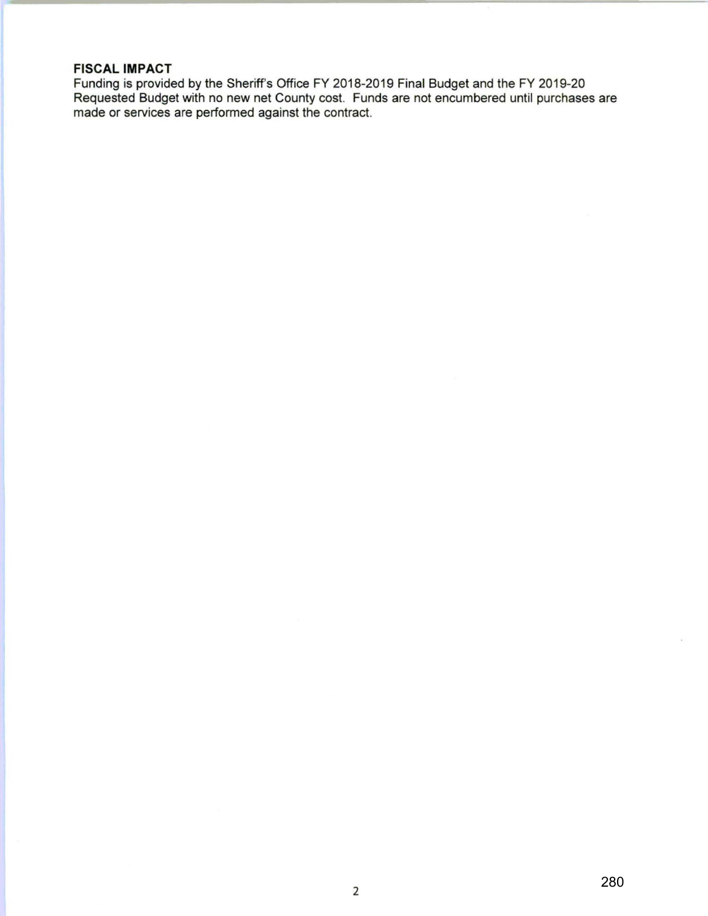**FISCAL IMPACT**

Funding is provided by the Sheriff's Office FY 2018-2019 Final Budget and the FY 2019-20 Requested Budget with no new net County cost. Funds are not encumbered until purchases are made or services are performed against the contract.